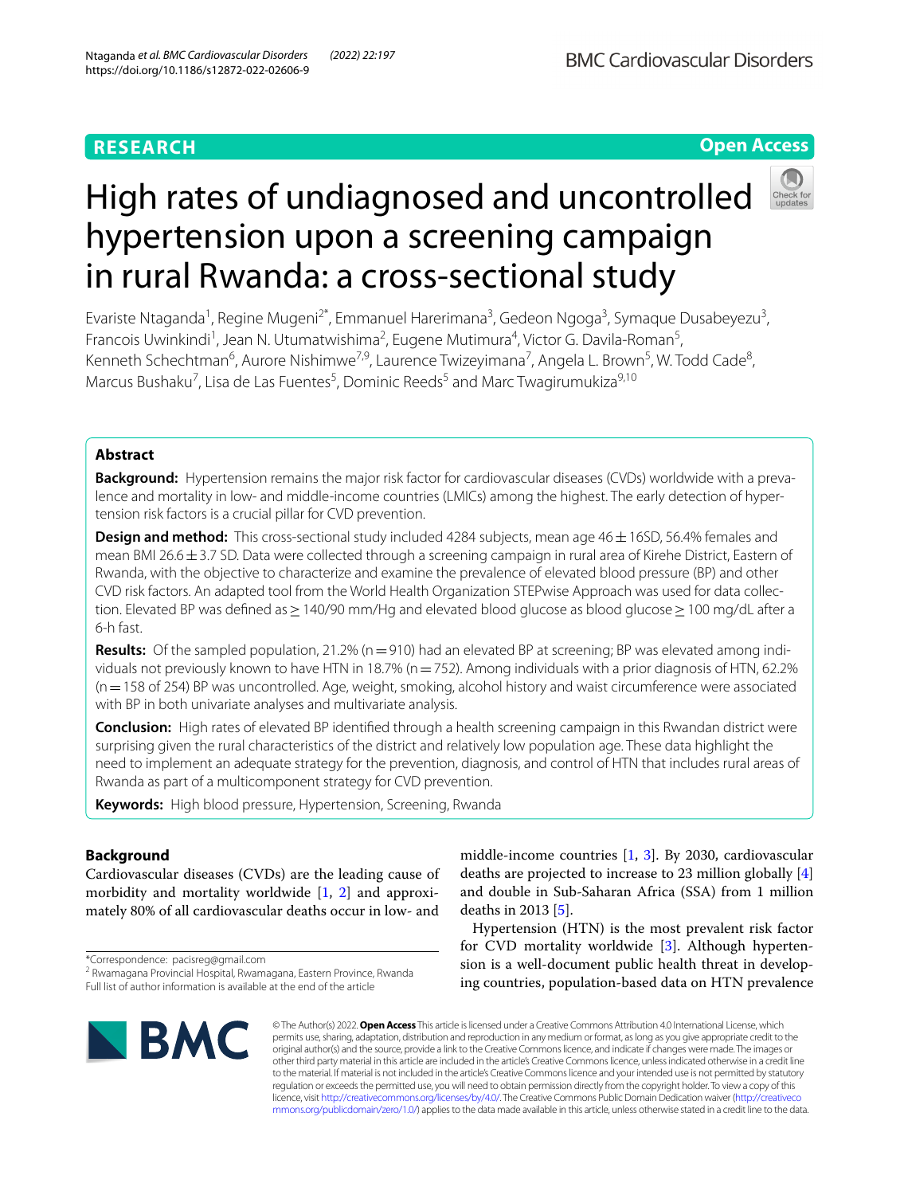**RESEARCH** **Open Access**

# High rates of undiagnosed and uncontrolled hypertension upon a screening campaign in rural Rwanda: a cross-sectional study

Evariste Ntaganda[1], Regine Mugeni[2*], Emmanuel Harerimana[3], Gedeon Ngoga[3], Symaque Dusabeyezu[3], Francois Uwinkindi[1], Jean N. Utumatwishima[2], Eugene Mutimura[4], Victor G. Davila-Roman[5], Kenneth Schechtman[6], Aurore Nishimwe[7,9], Laurence Twizeyimana[7], Angela L. Brown[5], W. Todd Cade[8], Marcus Bushaku[7], Lisa de Las Fuentes[5], Dominic Reeds[5] and Marc Twagirumukiza[9,10]

## Abstract

**Background:** Hypertension remains the major risk factor for cardiovascular diseases (CVDs) worldwide with a prevalence and mortality in low- and middle-income countries (LMICs) among the highest. The early detection of hypertension risk factors is a crucial pillar for CVD prevention.

**Design and method:** This cross-sectional study included 4284 subjects, mean age 46 ± 16SD, 56.4% females and mean BMI 26.6 ± 3.7 SD. Data were collected through a screening campaign in rural area of Kirehe District, Eastern of Rwanda, with the objective to characterize and examine the prevalence of elevated blood pressure (BP) and other CVD risk factors. An adapted tool from the World Health Organization STEPwise Approach was used for data collection. Elevated BP was defined as ≥ 140/90 mm/Hg and elevated blood glucose as blood glucose ≥ 100 mg/dL after a 6-h fast.

**Results:** Of the sampled population, 21.2% (n = 910) had an elevated BP at screening; BP was elevated among individuals not previously known to have HTN in 18.7% (n = 752). Among individuals with a prior diagnosis of HTN, 62.2% (n = 158 of 254) BP was uncontrolled. Age, weight, smoking, alcohol history and waist circumference were associated with BP in both univariate analyses and multivariate analysis.

**Conclusion:** High rates of elevated BP identified through a health screening campaign in this Rwandan district were surprising given the rural characteristics of the district and relatively low population age. These data highlight the need to implement an adequate strategy for the prevention, diagnosis, and control of HTN that includes rural areas of Rwanda as part of a multicomponent strategy for CVD prevention.

**Keywords:** High blood pressure, Hypertension, Screening, Rwanda

## Background

Cardiovascular diseases (CVDs) are the leading cause of morbidity and mortality worldwide [1, 2] and approximately 80% of all cardiovascular deaths occur in low- and middle-income countries [1, 3]. By 2030, cardiovascular deaths are projected to increase to 23 million globally [4] and double in Sub-Saharan Africa (SSA) from 1 million deaths in 2013 [5].

Hypertension (HTN) is the most prevalent risk factor for CVD mortality worldwide [3]. Although hypertension is a well-document public health threat in developing countries, population-based data on HTN prevalence

*Correspondence: pacisreg@gmail.com
[2] Rwamagana Provincial Hospital, Rwamagana, Eastern Province, Rwanda
Full list of author information is available at the end of the article

© The Author(s) 2022. **Open Access** This article is licensed under a Creative Commons Attribution 4.0 International License, which permits use, sharing, adaptation, distribution and reproduction in any medium or format, as long as you give appropriate credit to the original author(s) and the source, provide a link to the Creative Commons licence, and indicate if changes were made. The images or other third party material in this article are included in the article's Creative Commons licence, unless indicated otherwise in a credit line to the material. If material is not included in the article's Creative Commons licence and your intended use is not permitted by statutory regulation or exceeds the permitted use, you will need to obtain permission directly from the copyright holder. To view a copy of this licence, visit http://creativecommons.org/licenses/by/4.0/. The Creative Commons Public Domain Dedication waiver (http://creativecommons.org/publicdomain/zero/1.0/) applies to the data made available in this article, unless otherwise stated in a credit line to the data.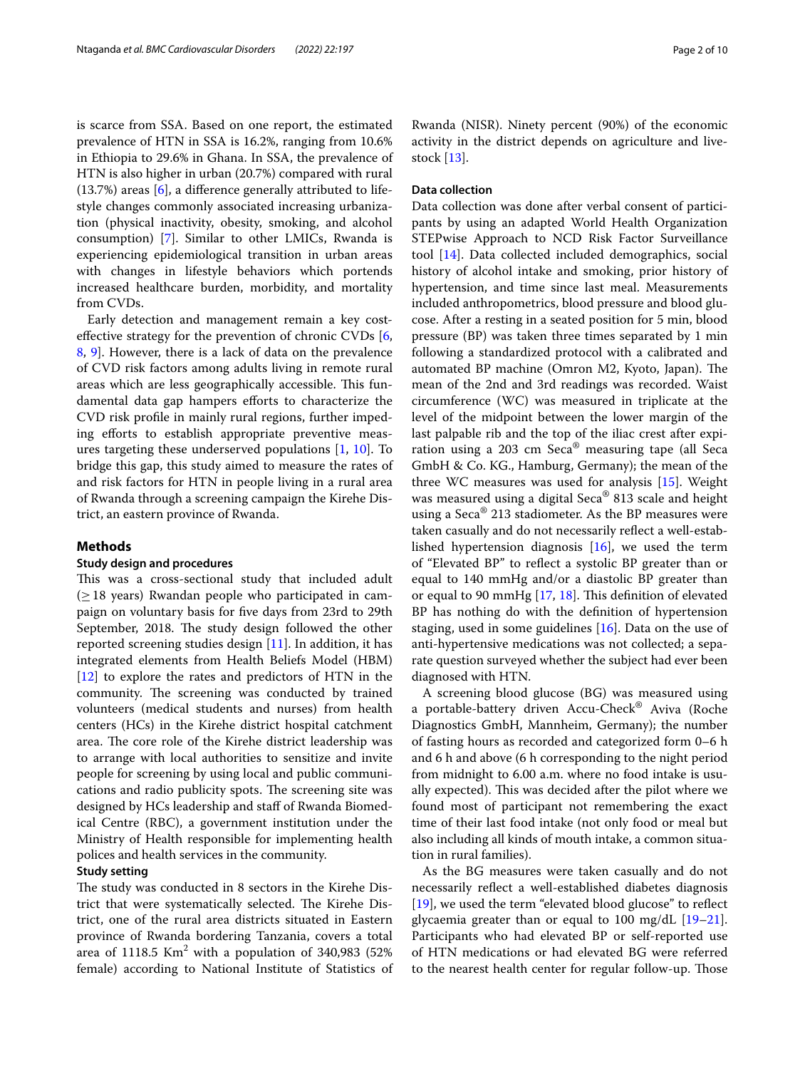is scarce from SSA. Based on one report, the estimated prevalence of HTN in SSA is 16.2%, ranging from 10.6% in Ethiopia to 29.6% in Ghana. In SSA, the prevalence of HTN is also higher in urban (20.7%) compared with rural (13.7%) areas [6], a difference generally attributed to lifestyle changes commonly associated increasing urbanization (physical inactivity, obesity, smoking, and alcohol consumption) [7]. Similar to other LMICs, Rwanda is experiencing epidemiological transition in urban areas with changes in lifestyle behaviors which portends increased healthcare burden, morbidity, and mortality from CVDs.

Early detection and management remain a key cost-effective strategy for the prevention of chronic CVDs [6, 8, 9]. However, there is a lack of data on the prevalence of CVD risk factors among adults living in remote rural areas which are less geographically accessible. This fundamental data gap hampers efforts to characterize the CVD risk profile in mainly rural regions, further impeding efforts to establish appropriate preventive measures targeting these underserved populations [1, 10]. To bridge this gap, this study aimed to measure the rates of and risk factors for HTN in people living in a rural area of Rwanda through a screening campaign the Kirehe District, an eastern province of Rwanda.

## Methods

### Study design and procedures

This was a cross-sectional study that included adult (≥ 18 years) Rwandan people who participated in campaign on voluntary basis for five days from 23rd to 29th September, 2018. The study design followed the other reported screening studies design [11]. In addition, it has integrated elements from Health Beliefs Model (HBM) [12] to explore the rates and predictors of HTN in the community. The screening was conducted by trained volunteers (medical students and nurses) from health centers (HCs) in the Kirehe district hospital catchment area. The core role of the Kirehe district leadership was to arrange with local authorities to sensitize and invite people for screening by using local and public communications and radio publicity spots. The screening site was designed by HCs leadership and staff of Rwanda Biomedical Centre (RBC), a government institution under the Ministry of Health responsible for implementing health polices and health services in the community.

### Study setting

The study was conducted in 8 sectors in the Kirehe District that were systematically selected. The Kirehe District, one of the rural area districts situated in Eastern province of Rwanda bordering Tanzania, covers a total area of 1118.5 Km$^2$ with a population of 340,983 (52% female) according to National Institute of Statistics of Rwanda (NISR). Ninety percent (90%) of the economic activity in the district depends on agriculture and livestock [13].

### Data collection

Data collection was done after verbal consent of participants by using an adapted World Health Organization STEPwise Approach to NCD Risk Factor Surveillance tool [14]. Data collected included demographics, social history of alcohol intake and smoking, prior history of hypertension, and time since last meal. Measurements included anthropometrics, blood pressure and blood glucose. After a resting in a seated position for 5 min, blood pressure (BP) was taken three times separated by 1 min following a standardized protocol with a calibrated and automated BP machine (Omron M2, Kyoto, Japan). The mean of the 2nd and 3rd readings was recorded. Waist circumference (WC) was measured in triplicate at the level of the midpoint between the lower margin of the last palpable rib and the top of the iliac crest after expiration using a 203 cm Seca® measuring tape (all Seca GmbH & Co. KG., Hamburg, Germany); the mean of the three WC measures was used for analysis [15]. Weight was measured using a digital Seca® 813 scale and height using a Seca® 213 stadiometer. As the BP measures were taken casually and do not necessarily reflect a well-established hypertension diagnosis [16], we used the term of "Elevated BP" to reflect a systolic BP greater than or equal to 140 mmHg and/or a diastolic BP greater than or equal to 90 mmHg [17, 18]. This definition of elevated BP has nothing do with the definition of hypertension staging, used in some guidelines [16]. Data on the use of anti-hypertensive medications was not collected; a separate question surveyed whether the subject had ever been diagnosed with HTN.

A screening blood glucose (BG) was measured using a portable-battery driven Accu-Check® Aviva (Roche Diagnostics GmbH, Mannheim, Germany); the number of fasting hours as recorded and categorized form 0–6 h and 6 h and above (6 h corresponding to the night period from midnight to 6.00 a.m. where no food intake is usually expected). This was decided after the pilot where we found most of participant not remembering the exact time of their last food intake (not only food or meal but also including all kinds of mouth intake, a common situation in rural families).

As the BG measures were taken casually and do not necessarily reflect a well-established diabetes diagnosis [19], we used the term "elevated blood glucose" to reflect glycaemia greater than or equal to 100 mg/dL [19–21]. Participants who had elevated BP or self-reported use of HTN medications or had elevated BG were referred to the nearest health center for regular follow-up. Those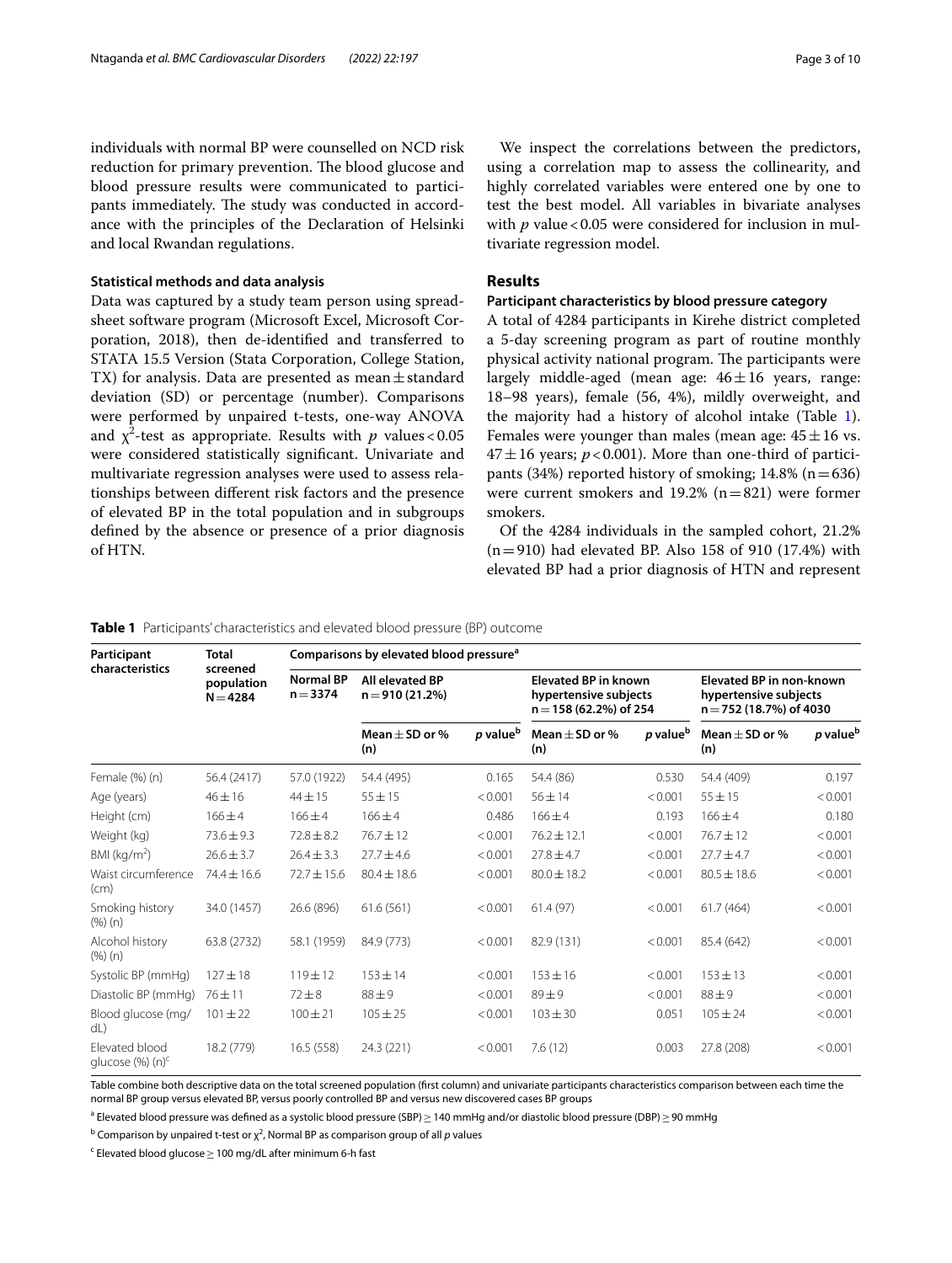individuals with normal BP were counselled on NCD risk reduction for primary prevention. The blood glucose and blood pressure results were communicated to participants immediately. The study was conducted in accordance with the principles of the Declaration of Helsinki and local Rwandan regulations.

### Statistical methods and data analysis

Data was captured by a study team person using spreadsheet software program (Microsoft Excel, Microsoft Corporation, 2018), then de-identified and transferred to STATA 15.5 Version (Stata Corporation, College Station, TX) for analysis. Data are presented as mean ± standard deviation (SD) or percentage (number). Comparisons were performed by unpaired t-tests, one-way ANOVA and $\chi^2$-test as appropriate. Results with $p$ values < 0.05 were considered statistically significant. Univariate and multivariate regression analyses were used to assess relationships between different risk factors and the presence of elevated BP in the total population and in subgroups defined by the absence or presence of a prior diagnosis of HTN.

We inspect the correlations between the predictors, using a correlation map to assess the collinearity, and highly correlated variables were entered one by one to test the best model. All variables in bivariate analyses with $p$ value < 0.05 were considered for inclusion in multivariate regression model.

## Results

### Participant characteristics by blood pressure category

A total of 4284 participants in Kirehe district completed a 5-day screening program as part of routine monthly physical activity national program. The participants were largely middle-aged (mean age: 46 ± 16 years, range: 18–98 years), female (56, 4%), mildly overweight, and the majority had a history of alcohol intake (Table 1). Females were younger than males (mean age: 45 ± 16 vs. 47 ± 16 years; $p$ < 0.001). More than one-third of participants (34%) reported history of smoking; 14.8% (n = 636) were current smokers and 19.2% (n = 821) were former smokers.

Of the 4284 individuals in the sampled cohort, 21.2% (n = 910) had elevated BP. Also 158 of 910 (17.4%) with elevated BP had a prior diagnosis of HTN and represent

**Table 1** Participants' characteristics and elevated blood pressure (BP) outcome

| Participant characteristics | Total screened population N = 4284 | Comparisons by elevated blood pressure[a] | | | | | | |
|---|---|---|---|---|---|---|---|---|
| | | Normal BP n = 3374 | All elevated BP n = 910 (21.2%) | | Elevated BP in known hypertensive subjects n = 158 (62.2%) of 254 | | Elevated BP in non-known hypertensive subjects n = 752 (18.7%) of 4030 | |
| | | | Mean ± SD or % (n) | $p$ value[b] | Mean ± SD or % (n) | $p$ value[b] | Mean ± SD or % (n) | $p$ value[b] |
| Female (%) (n) | 56.4 (2417) | 57.0 (1922) | 54.4 (495) | 0.165 | 54.4 (86) | 0.530 | 54.4 (409) | 0.197 |
| Age (years) | 46 ± 16 | 44 ± 15 | 55 ± 15 | < 0.001 | 56 ± 14 | < 0.001 | 55 ± 15 | < 0.001 |
| Height (cm) | 166 ± 4 | 166 ± 4 | 166 ± 4 | 0.486 | 166 ± 4 | 0.193 | 166 ± 4 | 0.180 |
| Weight (kg) | 73.6 ± 9.3 | 72.8 ± 8.2 | 76.7 ± 12 | < 0.001 | 76.2 ± 12.1 | < 0.001 | 76.7 ± 12 | < 0.001 |
| BMI (kg/m$^2$) | 26.6 ± 3.7 | 26.4 ± 3.3 | 27.7 ± 4.6 | < 0.001 | 27.8 ± 4.7 | < 0.001 | 27.7 ± 4.7 | < 0.001 |
| Waist circumference (cm) | 74.4 ± 16.6 | 72.7 ± 15.6 | 80.4 ± 18.6 | < 0.001 | 80.0 ± 18.2 | < 0.001 | 80.5 ± 18.6 | < 0.001 |
| Smoking history (%) (n) | 34.0 (1457) | 26.6 (896) | 61.6 (561) | < 0.001 | 61.4 (97) | < 0.001 | 61.7 (464) | < 0.001 |
| Alcohol history (%) (n) | 63.8 (2732) | 58.1 (1959) | 84.9 (773) | < 0.001 | 82.9 (131) | < 0.001 | 85.4 (642) | < 0.001 |
| Systolic BP (mmHg) | 127 ± 18 | 119 ± 12 | 153 ± 14 | < 0.001 | 153 ± 16 | < 0.001 | 153 ± 13 | < 0.001 |
| Diastolic BP (mmHg) | 76 ± 11 | 72 ± 8 | 88 ± 9 | < 0.001 | 89 ± 9 | < 0.001 | 88 ± 9 | < 0.001 |
| Blood glucose (mg/dL) | 101 ± 22 | 100 ± 21 | 105 ± 25 | < 0.001 | 103 ± 30 | 0.051 | 105 ± 24 | < 0.001 |
| Elevated blood glucose (%) (n)[c] | 18.2 (779) | 16.5 (558) | 24.3 (221) | < 0.001 | 7.6 (12) | 0.003 | 27.8 (208) | < 0.001 |

Table combine both descriptive data on the total screened population (first column) and univariate participants characteristics comparison between each time the normal BP group versus elevated BP, versus poorly controlled BP and versus new discovered cases BP groups

[a] Elevated blood pressure was defined as a systolic blood pressure (SBP) ≥ 140 mmHg and/or diastolic blood pressure (DBP) ≥ 90 mmHg

[b] Comparison by unpaired t-test or $\chi^2$, Normal BP as comparison group of all $p$ values

[c] Elevated blood glucose ≥ 100 mg/dL after minimum 6-h fast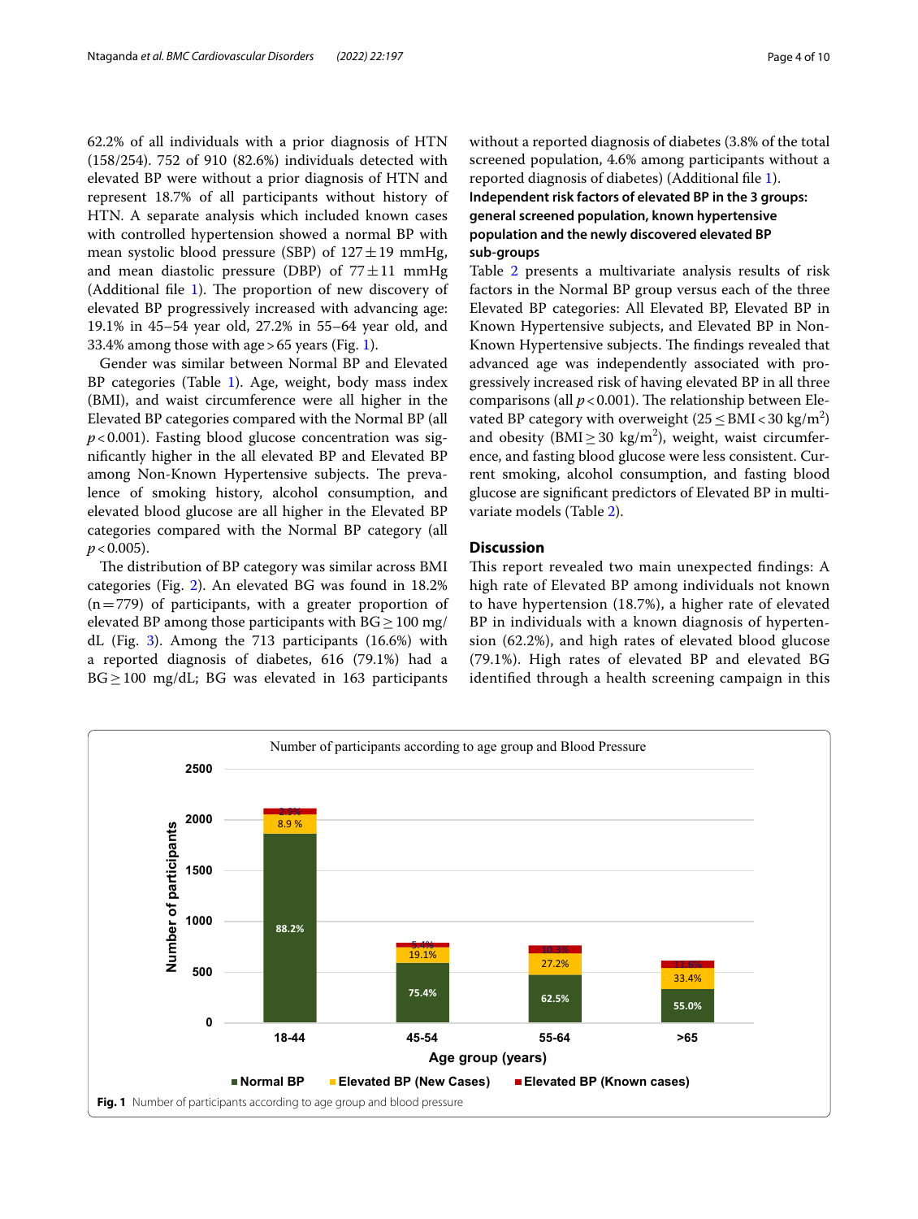62.2% of all individuals with a prior diagnosis of HTN (158/254). 752 of 910 (82.6%) individuals detected with elevated BP were without a prior diagnosis of HTN and represent 18.7% of all participants without history of HTN. A separate analysis which included known cases with controlled hypertension showed a normal BP with mean systolic blood pressure (SBP) of 127 ± 19 mmHg, and mean diastolic pressure (DBP) of 77 ± 11 mmHg (Additional file 1). The proportion of new discovery of elevated BP progressively increased with advancing age: 19.1% in 45–54 year old, 27.2% in 55–64 year old, and 33.4% among those with age > 65 years (Fig. 1).

Gender was similar between Normal BP and Elevated BP categories (Table 1). Age, weight, body mass index (BMI), and waist circumference were all higher in the Elevated BP categories compared with the Normal BP (all $p < 0.001$). Fasting blood glucose concentration was significantly higher in the all elevated BP and Elevated BP among Non-Known Hypertensive subjects. The prevalence of smoking history, alcohol consumption, and elevated blood glucose are all higher in the Elevated BP categories compared with the Normal BP category (all $p < 0.005$).

The distribution of BP category was similar across BMI categories (Fig. 2). An elevated BG was found in 18.2% (n = 779) of participants, with a greater proportion of elevated BP among those participants with BG ≥ 100 mg/dL (Fig. 3). Among the 713 participants (16.6%) with a reported diagnosis of diabetes, 616 (79.1%) had a BG ≥ 100 mg/dL; BG was elevated in 163 participants without a reported diagnosis of diabetes (3.8% of the total screened population, 4.6% among participants without a reported diagnosis of diabetes) (Additional file 1).

### Independent risk factors of elevated BP in the 3 groups: general screened population, known hypertensive population and the newly discovered elevated BP sub-groups

Table 2 presents a multivariate analysis results of risk factors in the Normal BP group versus each of the three Elevated BP categories: All Elevated BP, Elevated BP in Known Hypertensive subjects, and Elevated BP in Non-Known Hypertensive subjects. The findings revealed that advanced age was independently associated with progressively increased risk of having elevated BP in all three comparisons (all $p < 0.001$). The relationship between Elevated BP category with overweight ($25 \leq \text{BMI} < 30$ kg/m$^2$) and obesity (BMI ≥ 30 kg/m$^2$), weight, waist circumference, and fasting blood glucose were less consistent. Current smoking, alcohol consumption, and fasting blood glucose are significant predictors of Elevated BP in multivariate models (Table 2).

## Discussion

This report revealed two main unexpected findings: A high rate of Elevated BP among individuals not known to have hypertension (18.7%), a higher rate of elevated BP in individuals with a known diagnosis of hypertension (62.2%), and high rates of elevated blood glucose (79.1%). High rates of elevated BP and elevated BG identified through a health screening campaign in this

**Fig. 1** Number of participants according to age group and blood pressure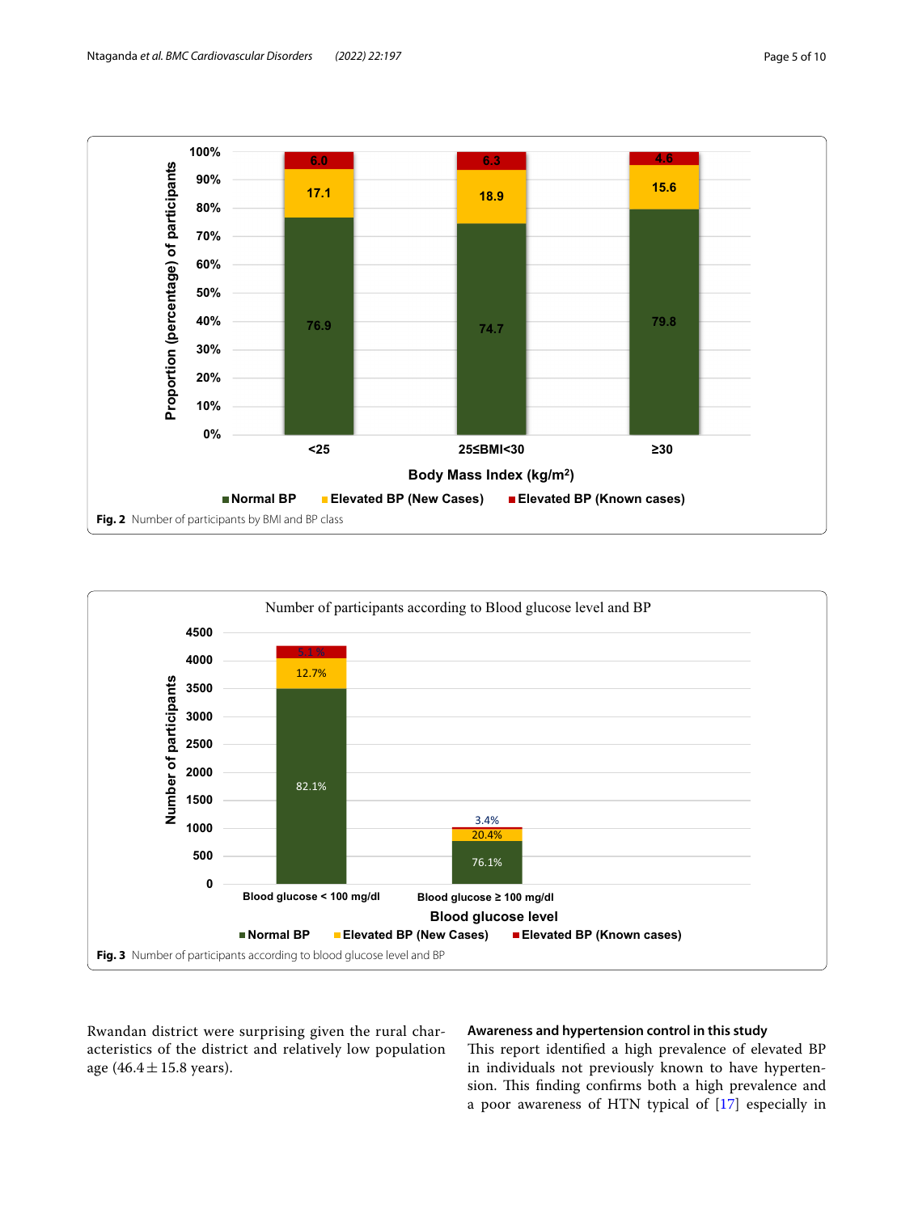Fig. 2 Number of participants by BMI and BP class

Fig. 3 Number of participants according to blood glucose level and BP

Rwandan district were surprising given the rural characteristics of the district and relatively low population age (46.4 ± 15.8 years).

### Awareness and hypertension control in this study

This report identified a high prevalence of elevated BP in individuals not previously known to have hypertension. This finding confirms both a high prevalence and a poor awareness of HTN typical of [17] especially in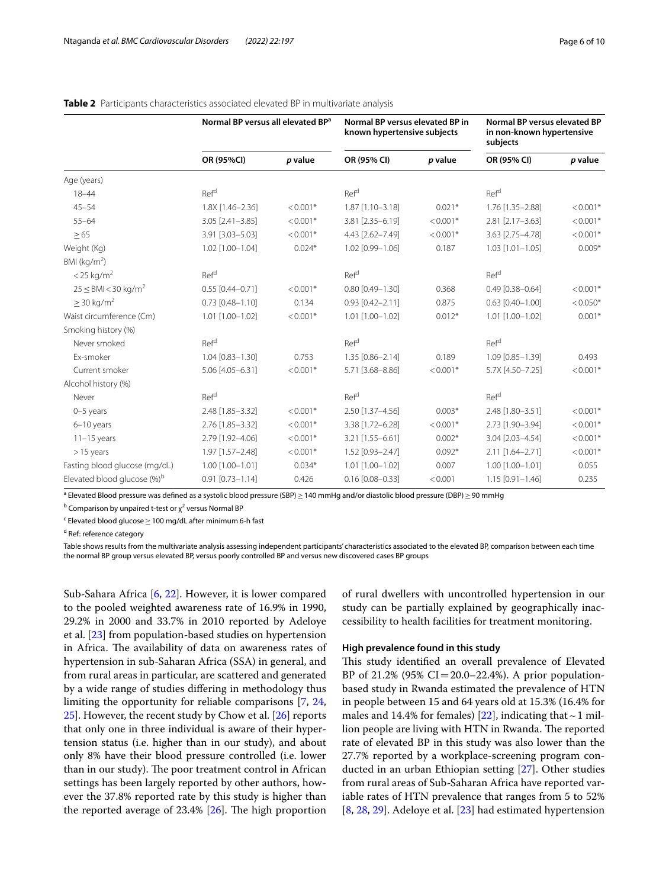**Table 2** Participants characteristics associated elevated BP in multivariate analysis

| | Normal BP versus all elevated BP[a] | | Normal BP versus elevated BP in known hypertensive subjects | | Normal BP versus elevated BP in non-known hypertensive subjects | |
|---|---|---|---|---|---|---|
| | OR (95%CI) | *p* value | OR (95% CI) | *p* value | OR (95% CI) | *p* value |
| Age (years) | | | | | | |
| 18–44 | Ref[d] | | Ref[d] | | Ref[d] | |
| 45–54 | 1.8X [1.46–2.36] | < 0.001* | 1.87 [1.10–3.18] | 0.021* | 1.76 [1.35–2.88] | < 0.001* |
| 55–64 | 3.05 [2.41–3.85] | < 0.001* | 3.81 [2.35–6.19] | < 0.001* | 2.81 [2.17–3.63] | < 0.001* |
| ≥ 65 | 3.91 [3.03–5.03] | < 0.001* | 4.43 [2.62–7.49] | < 0.001* | 3.63 [2.75–4.78] | < 0.001* |
| Weight (Kg) | 1.02 [1.00–1.04] | 0.024* | 1.02 [0.99–1.06] | 0.187 | 1.03 [1.01–1.05] | 0.009* |
| BMI (kg/m$^2$) | | | | | | |
| < 25 kg/m$^2$ | Ref[d] | | Ref[d] | | Ref[d] | |
| 25 ≤ BMI < 30 kg/m$^2$ | 0.55 [0.44–0.71] | < 0.001* | 0.80 [0.49–1.30] | 0.368 | 0.49 [0.38–0.64] | < 0.001* |
| ≥ 30 kg/m$^2$ | 0.73 [0.48–1.10] | 0.134 | 0.93 [0.42–2.11] | 0.875 | 0.63 [0.40–1.00] | < 0.050* |
| Waist circumference (Cm) | 1.01 [1.00–1.02] | < 0.001* | 1.01 [1.00–1.02] | 0.012* | 1.01 [1.00–1.02] | 0.001* |
| Smoking history (%) | | | | | | |
| Never smoked | Ref[d] | | Ref[d] | | Ref[d] | |
| Ex-smoker | 1.04 [0.83–1.30] | 0.753 | 1.35 [0.86–2.14] | 0.189 | 1.09 [0.85–1.39] | 0.493 |
| Current smoker | 5.06 [4.05–6.31] | < 0.001* | 5.71 [3.68–8.86] | < 0.001* | 5.7X [4.50–7.25] | < 0.001* |
| Alcohol history (%) | | | | | | |
| Never | Ref[d] | | Ref[d] | | Ref[d] | |
| 0–5 years | 2.48 [1.85–3.32] | < 0.001* | 2.50 [1.37–4.56] | 0.003* | 2.48 [1.80–3.51] | < 0.001* |
| 6–10 years | 2.76 [1.85–3.32] | < 0.001* | 3.38 [1.72–6.28] | < 0.001* | 2.73 [1.90–3.94] | < 0.001* |
| 11–15 years | 2.79 [1.92–4.06] | < 0.001* | 3.21 [1.55–6.61] | 0.002* | 3.04 [2.03–4.54] | < 0.001* |
| > 15 years | 1.97 [1.57–2.48] | < 0.001* | 1.52 [0.93–2.47] | 0.092* | 2.11 [1.64–2.71] | < 0.001* |
| Fasting blood glucose (mg/dL) | 1.00 [1.00–1.01] | 0.034* | 1.01 [1.00–1.02] | 0.007 | 1.00 [1.00–1.01] | 0.055 |
| Elevated blood glucose (%)[b] | 0.91 [0.73–1.14] | 0.426 | 0.16 [0.08–0.33] | < 0.001 | 1.15 [0.91–1.46] | 0.235 |

[a] Elevated Blood pressure was defined as a systolic blood pressure (SBP) ≥ 140 mmHg and/or diastolic blood pressure (DBP) ≥ 90 mmHg

[b] Comparison by unpaired t-test or $\chi^2$ versus Normal BP

[c] Elevated blood glucose ≥ 100 mg/dL after minimum 6-h fast

[d] Ref: reference category

Table shows results from the multivariate analysis assessing independent participants' characteristics associated to the elevated BP, comparison between each time the normal BP group versus elevated BP, versus poorly controlled BP and versus new discovered cases BP groups

Sub-Sahara Africa [6, 22]. However, it is lower compared to the pooled weighted awareness rate of 16.9% in 1990, 29.2% in 2000 and 33.7% in 2010 reported by Adeloye et al. [23] from population-based studies on hypertension in Africa. The availability of data on awareness rates of hypertension in sub-Saharan Africa (SSA) in general, and from rural areas in particular, are scattered and generated by a wide range of studies differing in methodology thus limiting the opportunity for reliable comparisons [7, 24, 25]. However, the recent study by Chow et al. [26] reports that only one in three individual is aware of their hypertension status (i.e. higher than in our study), and about only 8% have their blood pressure controlled (i.e. lower than in our study). The poor treatment control in African settings has been largely reported by other authors, however the 37.8% reported rate by this study is higher than the reported average of 23.4% [26]. The high proportion of rural dwellers with uncontrolled hypertension in our study can be partially explained by geographically inaccessibility to health facilities for treatment monitoring.

### High prevalence found in this study

This study identified an overall prevalence of Elevated BP of 21.2% (95% CI = 20.0–22.4%). A prior population-based study in Rwanda estimated the prevalence of HTN in people between 15 and 64 years old at 15.3% (16.4% for males and 14.4% for females) [22], indicating that ~ 1 million people are living with HTN in Rwanda. The reported rate of elevated BP in this study was also lower than the 27.7% reported by a workplace-screening program conducted in an urban Ethiopian setting [27]. Other studies from rural areas of Sub-Saharan Africa have reported variable rates of HTN prevalence that ranges from 5 to 52% [8, 28, 29]. Adeloye et al. [23] had estimated hypertension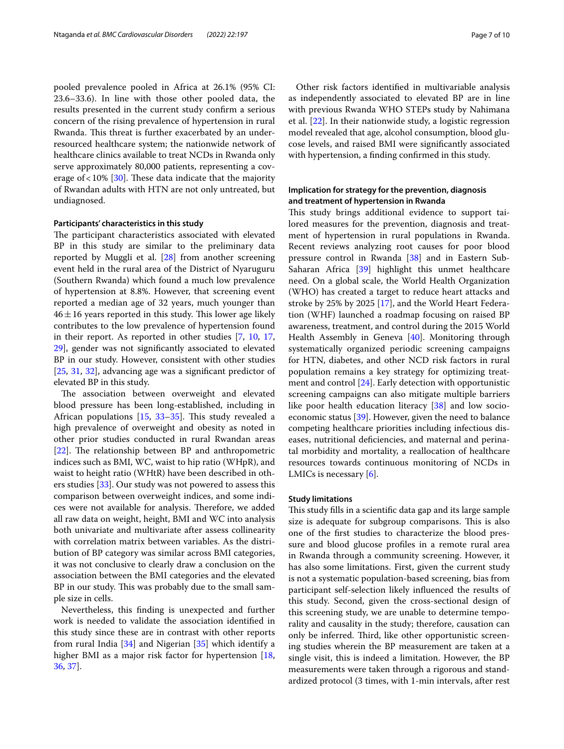pooled prevalence pooled in Africa at 26.1% (95% CI: 23.6–33.6). In line with those other pooled data, the results presented in the current study confirm a serious concern of the rising prevalence of hypertension in rural Rwanda. This threat is further exacerbated by an under-resourced healthcare system; the nationwide network of healthcare clinics available to treat NCDs in Rwanda only serve approximately 80,000 patients, representing a coverage of < 10% [30]. These data indicate that the majority of Rwandan adults with HTN are not only untreated, but undiagnosed.

#### Participants' characteristics in this study

The participant characteristics associated with elevated BP in this study are similar to the preliminary data reported by Muggli et al. [28] from another screening event held in the rural area of the District of Nyaruguru (Southern Rwanda) which found a much low prevalence of hypertension at 8.8%. However, that screening event reported a median age of 32 years, much younger than 46 ± 16 years reported in this study. This lower age likely contributes to the low prevalence of hypertension found in their report. As reported in other studies [7, 10, 17, 29], gender was not significantly associated to elevated BP in our study. However, consistent with other studies [25, 31, 32], advancing age was a significant predictor of elevated BP in this study.

The association between overweight and elevated blood pressure has been long-established, including in African populations [15, 33–35]. This study revealed a high prevalence of overweight and obesity as noted in other prior studies conducted in rural Rwandan areas [22]. The relationship between BP and anthropometric indices such as BMI, WC, waist to hip ratio (WHpR), and waist to height ratio (WHtR) have been described in others studies [33]. Our study was not powered to assess this comparison between overweight indices, and some indices were not available for analysis. Therefore, we added all raw data on weight, height, BMI and WC into analysis both univariate and multivariate after assess collinearity with correlation matrix between variables. As the distribution of BP category was similar across BMI categories, it was not conclusive to clearly draw a conclusion on the association between the BMI categories and the elevated BP in our study. This was probably due to the small sample size in cells.

Nevertheless, this finding is unexpected and further work is needed to validate the association identified in this study since these are in contrast with other reports from rural India [34] and Nigerian [35] which identify a higher BMI as a major risk factor for hypertension [18, 36, 37].

Other risk factors identified in multivariable analysis as independently associated to elevated BP are in line with previous Rwanda WHO STEPs study by Nahimana et al. [22]. In their nationwide study, a logistic regression model revealed that age, alcohol consumption, blood glucose levels, and raised BMI were significantly associated with hypertension, a finding confirmed in this study.

#### Implication for strategy for the prevention, diagnosis and treatment of hypertension in Rwanda

This study brings additional evidence to support tailored measures for the prevention, diagnosis and treatment of hypertension in rural populations in Rwanda. Recent reviews analyzing root causes for poor blood pressure control in Rwanda [38] and in Eastern Sub-Saharan Africa [39] highlight this unmet healthcare need. On a global scale, the World Health Organization (WHO) has created a target to reduce heart attacks and stroke by 25% by 2025 [17], and the World Heart Federation (WHF) launched a roadmap focusing on raised BP awareness, treatment, and control during the 2015 World Health Assembly in Geneva [40]. Monitoring through systematically organized periodic screening campaigns for HTN, diabetes, and other NCD risk factors in rural population remains a key strategy for optimizing treatment and control [24]. Early detection with opportunistic screening campaigns can also mitigate multiple barriers like poor health education literacy [38] and low socioeconomic status [39]. However, given the need to balance competing healthcare priorities including infectious diseases, nutritional deficiencies, and maternal and perinatal morbidity and mortality, a reallocation of healthcare resources towards continuous monitoring of NCDs in LMICs is necessary [6].

#### Study limitations

This study fills in a scientific data gap and its large sample size is adequate for subgroup comparisons. This is also one of the first studies to characterize the blood pressure and blood glucose profiles in a remote rural area in Rwanda through a community screening. However, it has also some limitations. First, given the current study is not a systematic population-based screening, bias from participant self-selection likely influenced the results of this study. Second, given the cross-sectional design of this screening study, we are unable to determine temporality and causality in the study; therefore, causation can only be inferred. Third, like other opportunistic screening studies wherein the BP measurement are taken at a single visit, this is indeed a limitation. However, the BP measurements were taken through a rigorous and standardized protocol (3 times, with 1-min intervals, after rest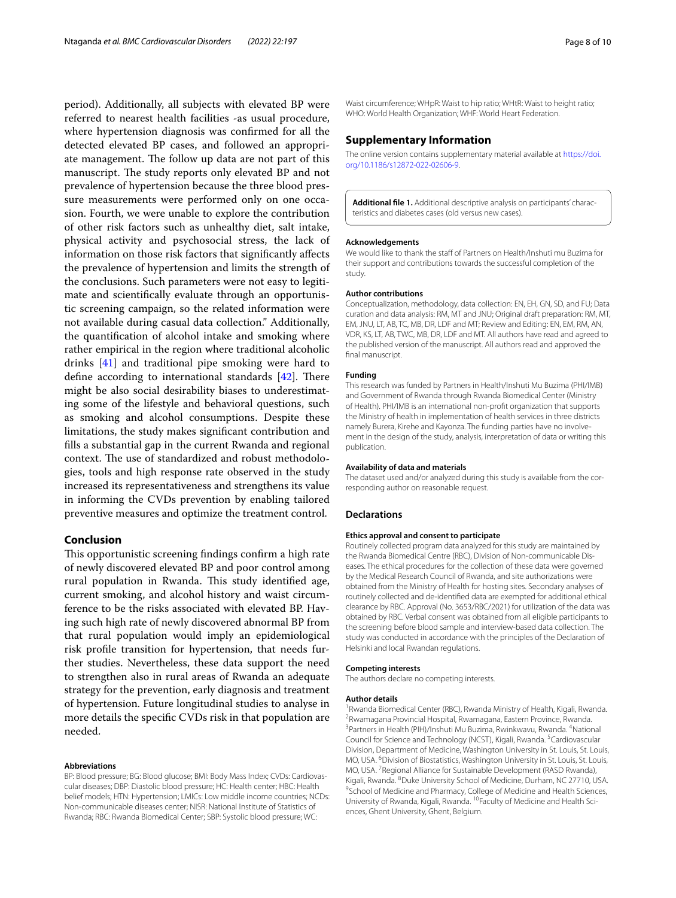period). Additionally, all subjects with elevated BP were referred to nearest health facilities -as usual procedure, where hypertension diagnosis was confirmed for all the detected elevated BP cases, and followed an appropriate management. The follow up data are not part of this manuscript. The study reports only elevated BP and not prevalence of hypertension because the three blood pressure measurements were performed only on one occasion. Fourth, we were unable to explore the contribution of other risk factors such as unhealthy diet, salt intake, physical activity and psychosocial stress, the lack of information on those risk factors that significantly affects the prevalence of hypertension and limits the strength of the conclusions. Such parameters were not easy to legitimate and scientifically evaluate through an opportunistic screening campaign, so the related information were not available during casual data collection." Additionally, the quantification of alcohol intake and smoking where rather empirical in the region where traditional alcoholic drinks [41] and traditional pipe smoking were hard to define according to international standards [42]. There might be also social desirability biases to underestimating some of the lifestyle and behavioral questions, such as smoking and alcohol consumptions. Despite these limitations, the study makes significant contribution and fills a substantial gap in the current Rwanda and regional context. The use of standardized and robust methodologies, tools and high response rate observed in the study increased its representativeness and strengthens its value in informing the CVDs prevention by enabling tailored preventive measures and optimize the treatment control.

## Conclusion

This opportunistic screening findings confirm a high rate of newly discovered elevated BP and poor control among rural population in Rwanda. This study identified age, current smoking, and alcohol history and waist circumference to be the risks associated with elevated BP. Having such high rate of newly discovered abnormal BP from that rural population would imply an epidemiological risk profile transition for hypertension, that needs further studies. Nevertheless, these data support the need to strengthen also in rural areas of Rwanda an adequate strategy for the prevention, early diagnosis and treatment of hypertension. Future longitudinal studies to analyse in more details the specific CVDs risk in that population are needed.

#### Abbreviations

BP: Blood pressure; BG: Blood glucose; BMI: Body Mass Index; CVDs: Cardiovascular diseases; DBP: Diastolic blood pressure; HC: Health center; HBC: Health belief models; HTN: Hypertension; LMICs: Low middle income countries; NCDs: Non-communicable diseases center; NISR: National Institute of Statistics of Rwanda; RBC: Rwanda Biomedical Center; SBP: Systolic blood pressure; WC: Waist circumference; WHpR: Waist to hip ratio; WHtR: Waist to height ratio; WHO: World Health Organization; WHF: World Heart Federation.

## Supplementary Information

The online version contains supplementary material available at https://doi.org/10.1186/s12872-022-02606-9.

**Additional file 1.** Additional descriptive analysis on participants' characteristics and diabetes cases (old versus new cases).

#### Acknowledgements

We would like to thank the staff of Partners on Health/Inshuti mu Buzima for their support and contributions towards the successful completion of the study.

#### Author contributions

Conceptualization, methodology, data collection: EN, EH, GN, SD, and FU; Data curation and data analysis: RM, MT and JNU; Original draft preparation: RM, MT, EM, JNU, LT, AB, TC, MB, DR, LDF and MT; Review and Editing: EN, EM, RM, AN, VDR, KS, LT, AB, TWC, MB, DR, LDF and MT. All authors have read and agreed to the published version of the manuscript. All authors read and approved the final manuscript.

#### Funding

This research was funded by Partners in Health/Inshuti Mu Buzima (PHI/IMB) and Government of Rwanda through Rwanda Biomedical Center (Ministry of Health). PHI/IMB is an international non-profit organization that supports the Ministry of health in implementation of health services in three districts namely Burera, Kirehe and Kayonza. The funding parties have no involvement in the design of the study, analysis, interpretation of data or writing this publication.

#### Availability of data and materials

The dataset used and/or analyzed during this study is available from the corresponding author on reasonable request.

### Declarations

#### Ethics approval and consent to participate

Routinely collected program data analyzed for this study are maintained by the Rwanda Biomedical Centre (RBC), Division of Non-communicable Diseases. The ethical procedures for the collection of these data were governed by the Medical Research Council of Rwanda, and site authorizations were obtained from the Ministry of Health for hosting sites. Secondary analyses of routinely collected and de-identified data are exempted for additional ethical clearance by RBC. Approval (No. 3653/RBC/2021) for utilization of the data was obtained by RBC. Verbal consent was obtained from all eligible participants to the screening before blood sample and interview-based data collection. The study was conducted in accordance with the principles of the Declaration of Helsinki and local Rwandan regulations.

#### Competing interests

The authors declare no competing interests.

#### Author details

[1] Rwanda Biomedical Center (RBC), Rwanda Ministry of Health, Kigali, Rwanda. [2] Rwamagana Provincial Hospital, Rwamagana, Eastern Province, Rwanda. [3] Partners in Health (PIH)/Inshuti Mu Buzima, Rwinkwavu, Rwanda. [4] National Council for Science and Technology (NCST), Kigali, Rwanda. [5] Cardiovascular Division, Department of Medicine, Washington University in St. Louis, St. Louis, MO, USA. [6] Division of Biostatistics, Washington University in St. Louis, St. Louis, MO, USA. [7] Regional Alliance for Sustainable Development (RASD Rwanda), Kigali, Rwanda. [8] Duke University School of Medicine, Durham, NC 27710, USA. [9] School of Medicine and Pharmacy, College of Medicine and Health Sciences, University of Rwanda, Kigali, Rwanda. [10] Faculty of Medicine and Health Sciences, Ghent University, Ghent, Belgium.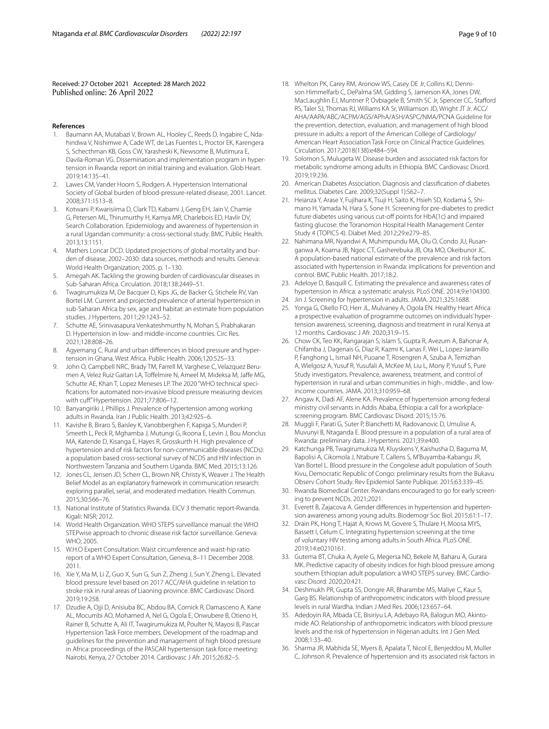Received: 27 October 2021 Accepted: 28 March 2022
Published online: 26 April 2022

## References

1. Baumann AA, Mutabazi V, Brown AL, Hooley C, Reeds D, Ingabire C, Ndahindwa V, Nishimwe A, Cade WT, de Las Fuentes L, Proctor EK, Karengera S, Schecthman KB, Goss CW, Yarasheski K, Newsome B, Mutimura E, Davila-Roman VG. Dissemination and implementation program in hypertension in Rwanda: report on initial training and evaluation. Glob Heart. 2019;14:135–41.
2. Lawes CM, Vander Hoorn S, Rodgers A. Hypertension International Society of Global burden of blood-pressure-related disease, 2001. Lancet. 2008;371:1513–8.
3. Kotwani P, Kwarisiima D, Clark TD, Kabami J, Geng EH, Jain V, Chamie G, Petersen ML, Thirumurthy H, Kamya MR, Charlebois ED, Havlir DV, Search Collaboration. Epidemiology and awareness of hypertension in a rural Ugandan community: a cross-sectional study. BMC Public Health. 2013;13:1151.
4. Mathers Loncar DCD. Updated projections of global mortality and burden of disease, 2002–2030: data sources, methods and results. Geneva: World Health Organization; 2005. p. 1–130.
5. Amegah AK. Tackling the growing burden of cardiovascular diseases in Sub-Saharan Africa. Circulation. 2018;138:2449–51.
6. Twagirumukiza M, De Bacquer D, Kips JG, de Backer G, Stichele RV, Van Bortel LM. Current and projected prevalence of arterial hypertension in sub-Saharan Africa by sex, age and habitat: an estimate from population studies. J Hypertens. 2011;29:1243–52.
7. Schutte AE, Srinivasapura Venkateshmurthy N, Mohan S, Prabhakaran D. Hypertension in low- and middle-income countries. Circ Res. 2021;128:808–26.
8. Agyemang C. Rural and urban differences in blood pressure and hypertension in Ghana, West Africa. Public Health. 2006;120:525–33.
9. John O, Campbell NRC, Brady TM, Farrell M, Varghese C, Velazquez Berumen A, Velez Ruiz Gaitan LA, Toffelmire N, Ameel M, Mideksa M, Jaffe MG, Schutte AE, Khan T, Lopez Meneses LP. The 2020 "WHO technical specifications for automated non-invasive blood pressure measuring devices with cuff." Hypertension. 2021;77:806–12.
10. Banyangiriki J, Phillips J. Prevalence of hypertension among working adults in Rwanda. Iran J Public Health. 2013;42:925–6.
11. Kavishe B, Biraro S, Baisley K, Vanobberghen F, Kapiga S, Munderi P, Smeeth L, Peck R, Mghamba J, Mutungi G, Ikoona E, Levin J, Bou Monclus MA, Katende D, Kisanga E, Hayes R, Grosskurth H. High prevalence of hypertension and of risk factors for non-communicable diseases (NCDs): a population based cross-sectional survey of NCDS and HIV infection in Northwestern Tanzania and Southern Uganda. BMC Med. 2015;13:126.
12. Jones CL, Jensen JD, Scherr CL, Brown NR, Christy K, Weaver J. The Health Belief Model as an explanatory framework in communication research: exploring parallel, serial, and moderated mediation. Health Commun. 2015;30:566–76.
13. National Institute of Statistics Rwanda. EICV 3 thematic report-Rwanda. Kigali: NISR; 2012.
14. World Health Organization. WHO STEPS surveillance manual: the WHO STEPwise approach to chronic disease risk factor surveillance. Geneva: WHO; 2005.
15. W.H.O Expert Consultation. Waist circumference and waist-hip ratio report of a WHO Expert Consultation, Geneva, 8–11 December 2008. 2011.
16. Xie Y, Ma M, Li Z, Guo X, Sun G, Sun Z, Zheng J, Sun Y, Zheng L. Elevated blood pressure level based on 2017 ACC/AHA guideline in relation to stroke risk in rural areas of Liaoning province. BMC Cardiovasc Disord. 2019;19:258.
17. Dzudie A, Ojji D, Anisiuba BC, Abdou BA, Cornick R, Damasceno A, Kane AL, Mocumbi AO, Mohamed A, Nel G, Ogola E, Onwubere B, Otieno H, Rainer B, Schutte A, Ali IT, Twagirumukiza M, Poulter N, Mayosi B, Pascar Hypertension Task Force members. Development of the roadmap and guidelines for the prevention and management of high blood pressure in Africa: proceedings of the PASCAR hypertension task force meeting: Nairobi, Kenya, 27 October 2014. Cardiovasc J Afr. 2015;26:82–5.
18. Whelton PK, Carey RM, Aronow WS, Casey DE Jr, Collins KJ, Dennison Himmelfarb C, DePalma SM, Gidding S, Jamerson KA, Jones DW, MacLaughlin EJ, Muntner P, Ovbiagele B, Smith SC Jr, Spencer CC, Stafford RS, Taler SJ, Thomas RJ, Williams KA Sr, Williamson JD, Wright JT Jr. ACC/AHA/AAPA/ABC/ACPM/AGS/APhA/ASH/ASPC/NMA/PCNA Guideline for the prevention, detection, evaluation, and management of high blood pressure in adults: a report of the American College of Cardiology/American Heart Association Task Force on Clinical Practice Guidelines. Circulation. 2017;2018(138):e484–594.
19. Solomon S, Mulugeta W. Disease burden and associated risk factors for metabolic syndrome among adults in Ethiopia. BMC Cardiovasc Disord. 2019;19:236.
20. American Diabetes Association. Diagnosis and classification of diabetes mellitus. Diabetes Care. 2009;32(Suppl 1):S62–7.
21. Heianza Y, Arase Y, Fujihara K, Tsuji H, Saito K, Hsieh SD, Kodama S, Shimano H, Yamada N, Hara S, Sone H. Screening for pre-diabetes to predict future diabetes using various cut-off points for HbA(1c) and impaired fasting glucose: the Toranomon Hospital Health Management Center Study 4 (TOPICS 4). Diabet Med. 2012;29:e279–85.
22. Nahimana MR, Nyandwi A, Muhimpundu MA, Olu O, Condo JU, Rusanganwa A, Koama JB, Ngoc CT, Gasherebuka JB, Ota MO, Okeibunor JC. A population-based national estimate of the prevalence and risk factors associated with hypertension in Rwanda: implications for prevention and control. BMC Public Health. 2017;18:2.
23. Adeloye D, Basquill C. Estimating the prevalence and awareness rates of hypertension in Africa: a systematic analysis. PLoS ONE. 2014;9:e104300.
24. Jin J. Screening for hypertension in adults. JAMA. 2021;325:1688.
25. Yonga G, Okello FO, Herr JL, Mulvaney A, Ogola EN. Healthy Heart Africa: a prospective evaluation of programme outcomes on individuals' hypertension awareness, screening, diagnosis and treatment in rural Kenya at 12 months. Cardiovasc J Afr. 2020;31:9–15.
26. Chow CK, Teo KK, Rangarajan S, Islam S, Gupta R, Avezum A, Bahonar A, Chifamba J, Dagenais G, Diaz R, Kazmi K, Lanas F, Wei L, Lopez-Jaramillo P, Fanghong L, Ismail NH, Puoane T, Rosengren A, Szuba A, Temizhan A, Wielgosz A, Yusuf R, Yusufali A, McKee M, Liu L, Mony P, Yusuf S, Pure Study investigators. Prevalence, awareness, treatment, and control of hypertension in rural and urban communities in high-, middle-, and low-income countries. JAMA. 2013;310:959–68.
27. Angaw K, Dadi AF, Alene KA. Prevalence of hypertension among federal ministry civil servants in Addis Ababa, Ethiopia: a call for a workplace-screening program. BMC Cardiovasc Disord. 2015;15:76.
28. Muggli F, Parati G, Suter P, Bianchetti M, Radovanovic D, Umulise A, Muvunyi B, Ntaganda E. Blood pressure in a population of a rural area of Rwanda: preliminary data. J Hypertens. 2021;39:e400.
29. Katchunga PB, Twagirumukiza M, Kluyskens Y, Kaishusha D, Baguma M, Bapolisi A, Cikomola J, Ntabure T, Callens S, M'Buyamba-Kabangu JR, Van Bortel L. Blood pressure in the Congolese adult population of South Kivu, Democratic Republic of Congo: preliminary results from the Bukavu Observ Cohort Study. Rev Epidemiol Sante Publique. 2015;63:339–45.
30. Rwanda Biomedical Center. Rwandans encouraged to go for early screening to prevent NCDs. 2021;2021.
31. Everett B, Zajacova A. Gender differences in hypertension and hypertension awareness among young adults. Biodemogr Soc Biol. 2015;61:1–17.
32. Drain PK, Hong T, Hajat A, Krows M, Govere S, Thulare H, Moosa MYS, Bassett I, Celum C. Integrating hypertension screening at the time of voluntary HIV testing among adults in South Africa. PLoS ONE. 2019;14:e0210161.
33. Gutema BT, Chuka A, Ayele G, Megersa ND, Bekele M, Baharu A, Gurara MK. Predictive capacity of obesity indices for high blood pressure among southern Ethiopian adult population: a WHO STEPS survey. BMC Cardiovasc Disord. 2020;20:421.
34. Deshmukh PR, Gupta SS, Dongre AR, Bharambe MS, Maliye C, Kaur S, Garg BS. Relationship of anthropometric indicators with blood pressure levels in rural Wardha. Indian J Med Res. 2006;123:657–64.
35. Adedoyin RA, Mbada CE, Bisiriyu LA, Adebayo RA, Balogun MO, Akintomide AO. Relationship of anthropometric indicators with blood pressure levels and the risk of hypertension in Nigerian adults. Int J Gen Med. 2008;1:33–40.
36. Sharma JR, Mabhida SE, Myers B, Apalata T, Nicol E, Benjeddou M, Muller C, Johnson R. Prevalence of hypertension and its associated risk factors in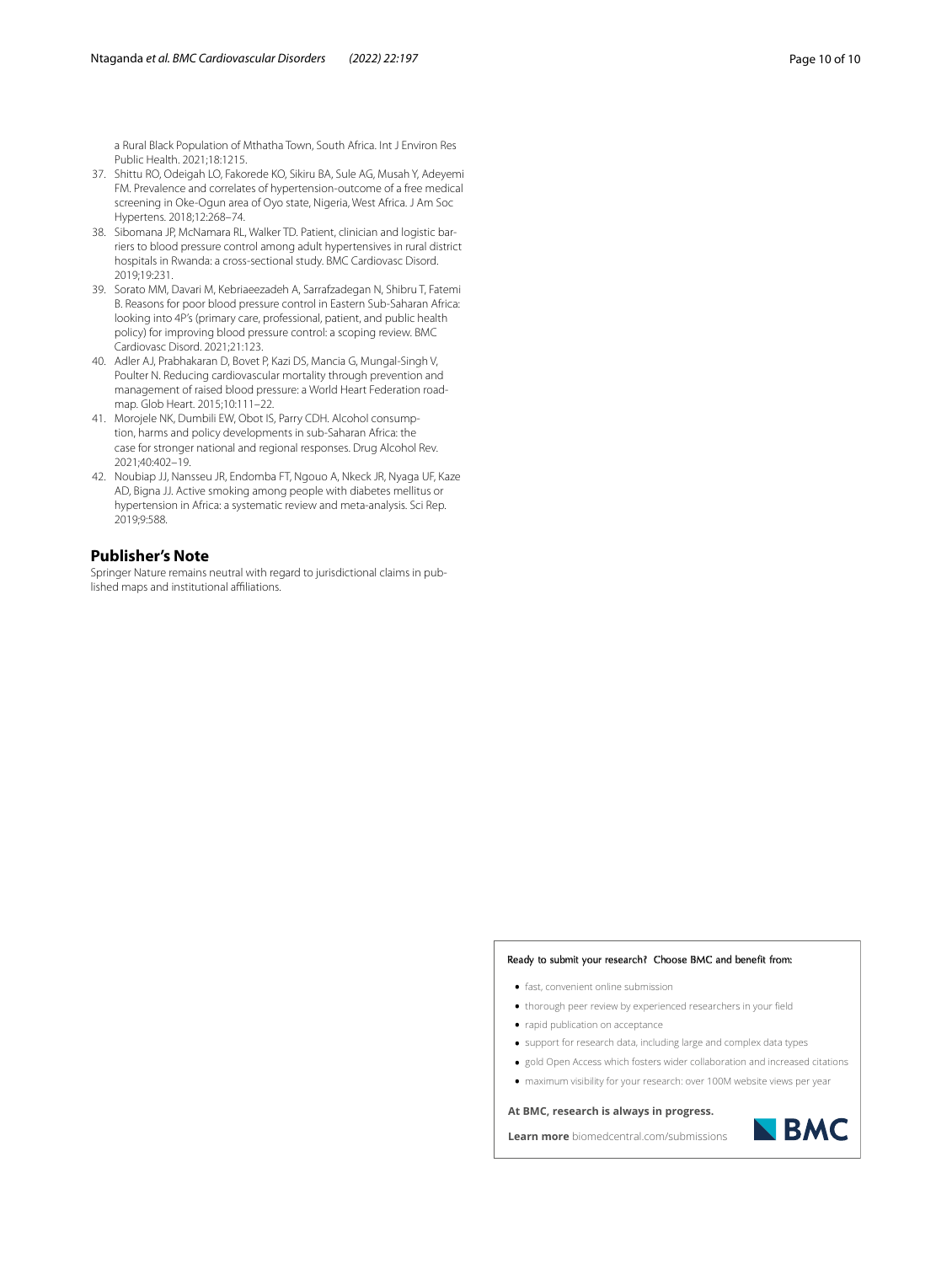a Rural Black Population of Mthatha Town, South Africa. Int J Environ Res Public Health. 2021;18:1215.

37. Shittu RO, Odeigah LO, Fakorede KO, Sikiru BA, Sule AG, Musah Y, Adeyemi FM. Prevalence and correlates of hypertension-outcome of a free medical screening in Oke-Ogun area of Oyo state, Nigeria, West Africa. J Am Soc Hypertens. 2018;12:268–74.
38. Sibomana JP, McNamara RL, Walker TD. Patient, clinician and logistic barriers to blood pressure control among adult hypertensives in rural district hospitals in Rwanda: a cross-sectional study. BMC Cardiovasc Disord. 2019;19:231.
39. Sorato MM, Davari M, Kebriaeezadeh A, Sarrafzadegan N, Shibru T, Fatemi B. Reasons for poor blood pressure control in Eastern Sub-Saharan Africa: looking into 4P's (primary care, professional, patient, and public health policy) for improving blood pressure control: a scoping review. BMC Cardiovasc Disord. 2021;21:123.
40. Adler AJ, Prabhakaran D, Bovet P, Kazi DS, Mancia G, Mungal-Singh V, Poulter N. Reducing cardiovascular mortality through prevention and management of raised blood pressure: a World Heart Federation roadmap. Glob Heart. 2015;10:111–22.
41. Morojele NK, Dumbili EW, Obot IS, Parry CDH. Alcohol consumption, harms and policy developments in sub-Saharan Africa: the case for stronger national and regional responses. Drug Alcohol Rev. 2021;40:402–19.
42. Noubiap JJ, Nansseu JR, Endomba FT, Ngouo A, Nkeck JR, Nyaga UF, Kaze AD, Bigna JJ. Active smoking among people with diabetes mellitus or hypertension in Africa: a systematic review and meta-analysis. Sci Rep. 2019;9:588.

## Publisher's Note

Springer Nature remains neutral with regard to jurisdictional claims in published maps and institutional affiliations.

Ready to submit your research? Choose BMC and benefit from:

- fast, convenient online submission
- thorough peer review by experienced researchers in your field
- rapid publication on acceptance
- support for research data, including large and complex data types
- gold Open Access which fosters wider collaboration and increased citations
- maximum visibility for your research: over 100M website views per year

**At BMC, research is always in progress.**

**Learn more** biomedcentral.com/submissions

BMC